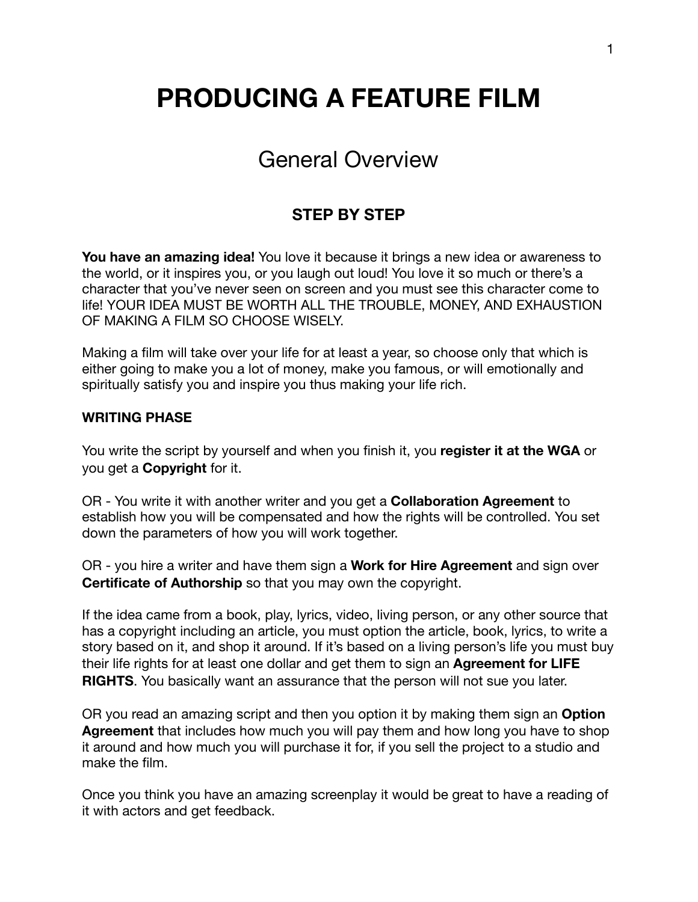# PRODUCING A FEATURE FILM

## General Overview

### STEP BY STEP

**You have an amazing idea!** You love it because it brings a new idea or awareness to the world, or it inspires you, or you laugh out loud! You love it so much or there's a character that you've never seen on screen and you must see this character come to life! YOUR IDEA MUST BE WORTH ALL THE TROUBLE, MONEY, AND EXHAUSTION OF MAKING A FILM SO CHOOSE WISELY.

Making a film will take over your life for at least a year, so choose only that which is either going to make you a lot of money, make you famous, or will emotionally and spiritually satisfy you and inspire you thus making your life rich.

**WRITING PHASE**

You write the script by yourself and when you finish it, you **register it at the WGA** or you get a **Copyright** for it.

OR - You write it with another writer and you get a **Collaboration Agreement** to establish how you will be compensated and how the rights will be controlled. You set down the parameters of how you will work together.

OR - you hire a writer and have them sign a **Work for Hire Agreement** and sign over **Certificate of Authorship** so that you may own the copyright.

If the idea came from a book, play, lyrics, video, living person, or any other source that has a copyright including an article, you must option the article, book, lyrics, to write a story based on it, and shop it around. If it's based on a living person's life you must buy their life rights for at least one dollar and get them to sign an **Agreement for LIFE RIGHTS**. You basically want an assurance that the person will not sue you later.

OR you read an amazing script and then you option it by making them sign an **Option Agreement** that includes how much you will pay them and how long you have to shop it around and how much you will purchase it for, if you sell the project to a studio and make the film.

Once you think you have an amazing screenplay it would be great to have a reading of it with actors and get feedback.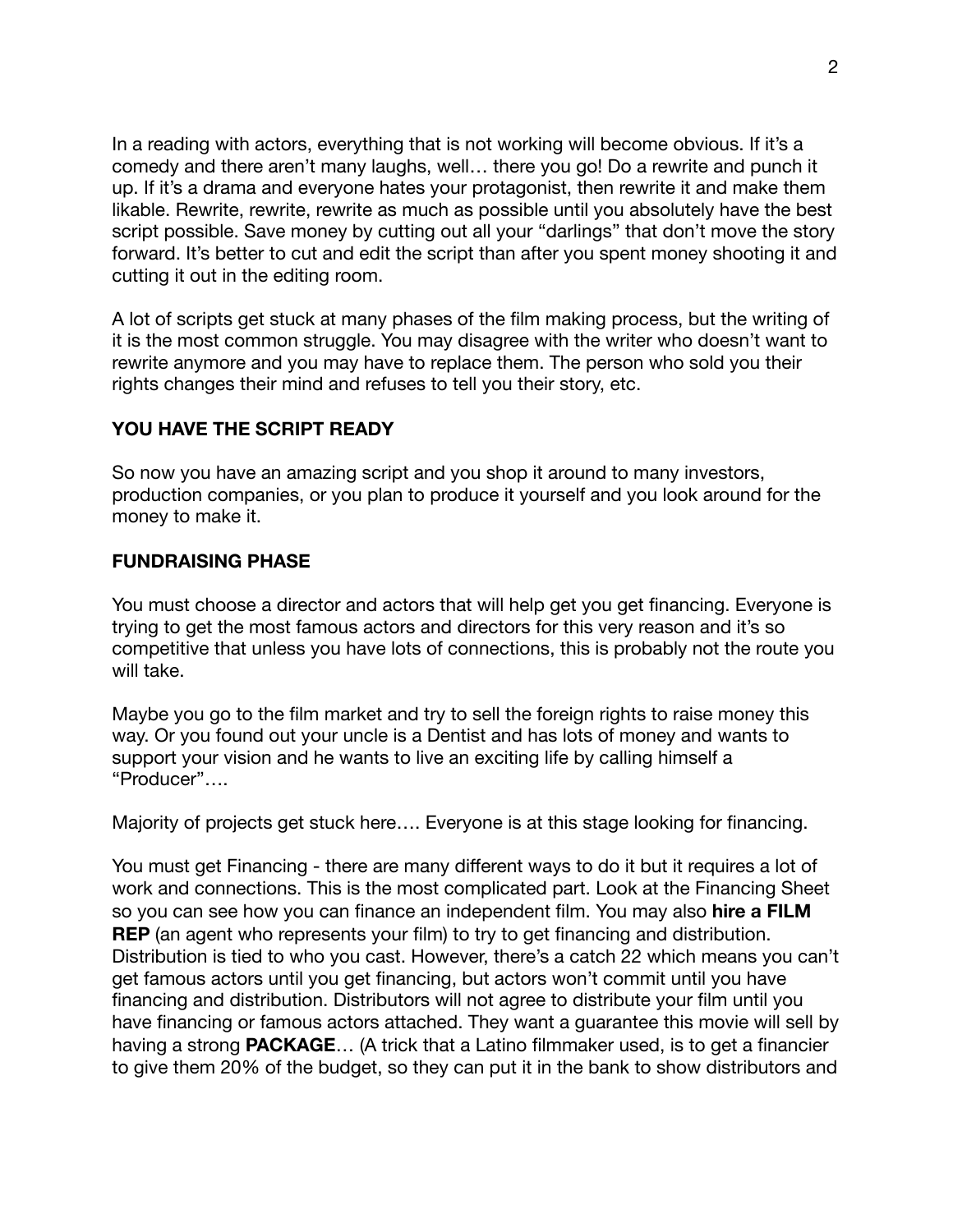In a reading with actors, everything that is not working will become obvious. If it's a comedy and there aren't many laughs, well… there you go! Do a rewrite and punch it up. If it's a drama and everyone hates your protagonist, then rewrite it and make them likable. Rewrite, rewrite, rewrite as much as possible until you absolutely have the best script possible. Save money by cutting out all your "darlings" that don't move the story forward. It's better to cut and edit the script than after you spent money shooting it and cutting it out in the editing room.

A lot of scripts get stuck at many phases of the film making process, but the writing of it is the most common struggle. You may disagree with the writer who doesn't want to rewrite anymore and you may have to replace them. The person who sold you their rights changes their mind and refuses to tell you their story, etc.

**YOU HAVE THE SCRIPT READY**

So now you have an amazing script and you shop it around to many investors, production companies, or you plan to produce it yourself and you look around for the money to make it.

**FUNDRAISING PHASE**

You must choose a director and actors that will help get you get financing. Everyone is trying to get the most famous actors and directors for this very reason and it's so competitive that unless you have lots of connections, this is probably not the route you will take.

Maybe you go to the film market and try to sell the foreign rights to raise money this way. Or you found out your uncle is a Dentist and has lots of money and wants to support your vision and he wants to live an exciting life by calling himself a "Producer"….

Majority of projects get stuck here…. Everyone is at this stage looking for financing.

You must get Financing - there are many different ways to do it but it requires a lot of work and connections. This is the most complicated part. Look at the Financing Sheet so you can see how you can finance an independent film. You may also **hire a FILM REP** (an agent who represents your film) to try to get financing and distribution. Distribution is tied to who you cast. However, there's a catch 22 which means you can't get famous actors until you get financing, but actors won't commit until you have financing and distribution. Distributors will not agree to distribute your film until you have financing or famous actors attached. They want a guarantee this movie will sell by having a strong **PACKAGE**… (A trick that a Latino filmmaker used, is to get a financier to give them 20% of the budget, so they can put it in the bank to show distributors and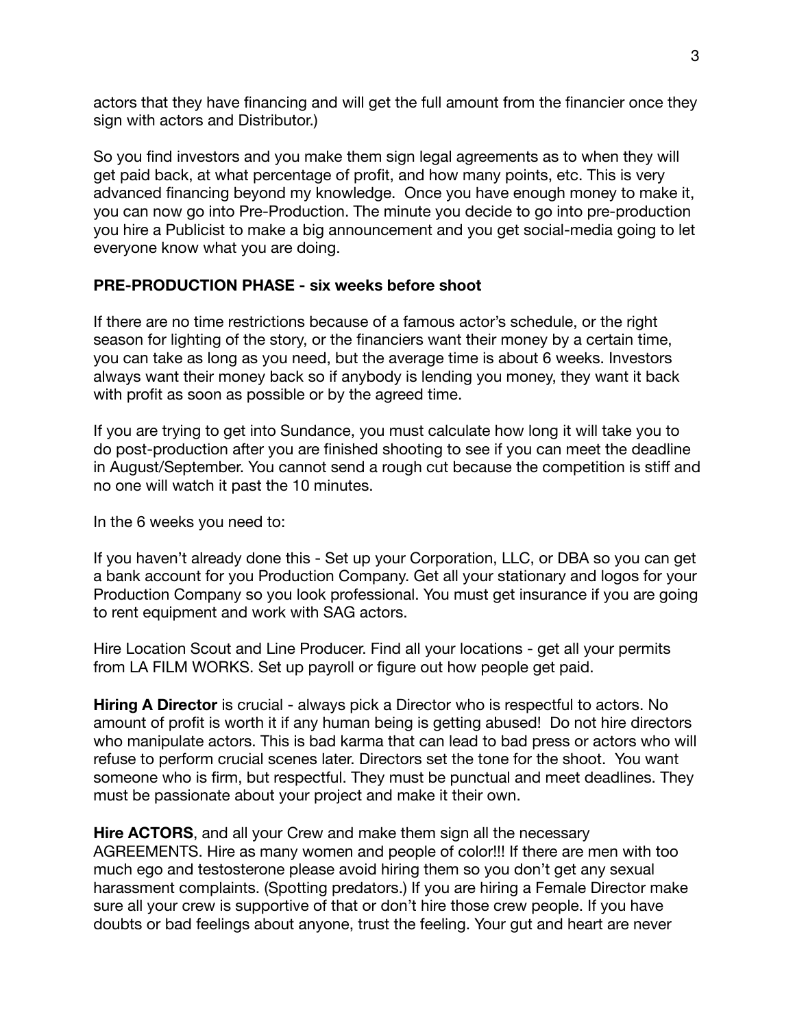actors that they have financing and will get the full amount from the financier once they sign with actors and Distributor.)

So you find investors and you make them sign legal agreements as to when they will get paid back, at what percentage of profit, and how many points, etc. This is very advanced financing beyond my knowledge.  Once you have enough money to make it, you can now go into Pre-Production. The minute you decide to go into pre-production you hire a Publicist to make a big announcement and you get social-media going to let everyone know what you are doing.

**PRE-PRODUCTION PHASE - six weeks before shoot**

If there are no time restrictions because of a famous actor's schedule, or the right season for lighting of the story, or the financiers want their money by a certain time, you can take as long as you need, but the average time is about 6 weeks. Investors always want their money back so if anybody is lending you money, they want it back with profit as soon as possible or by the agreed time.

If you are trying to get into Sundance, you must calculate how long it will take you to do post-production after you are finished shooting to see if you can meet the deadline in August/September. You cannot send a rough cut because the competition is stiff and no one will watch it past the 10 minutes.

In the 6 weeks you need to:

If you haven't already done this - Set up your Corporation, LLC, or DBA so you can get a bank account for you Production Company. Get all your stationary and logos for your Production Company so you look professional. You must get insurance if you are going to rent equipment and work with SAG actors.

Hire Location Scout and Line Producer. Find all your locations - get all your permits from LA FILM WORKS. Set up payroll or figure out how people get paid.

**Hiring A Director** is crucial - always pick a Director who is respectful to actors. No amount of profit is worth it if any human being is getting abused!  Do not hire directors who manipulate actors. This is bad karma that can lead to bad press or actors who will refuse to perform crucial scenes later. Directors set the tone for the shoot.  You want someone who is firm, but respectful. They must be punctual and meet deadlines. They must be passionate about your project and make it their own.

**Hire ACTORS**, and all your Crew and make them sign all the necessary AGREEMENTS. Hire as many women and people of color!!! If there are men with too much ego and testosterone please avoid hiring them so you don't get any sexual harassment complaints. (Spotting predators.) If you are hiring a Female Director make sure all your crew is supportive of that or don't hire those crew people. If you have doubts or bad feelings about anyone, trust the feeling. Your gut and heart are never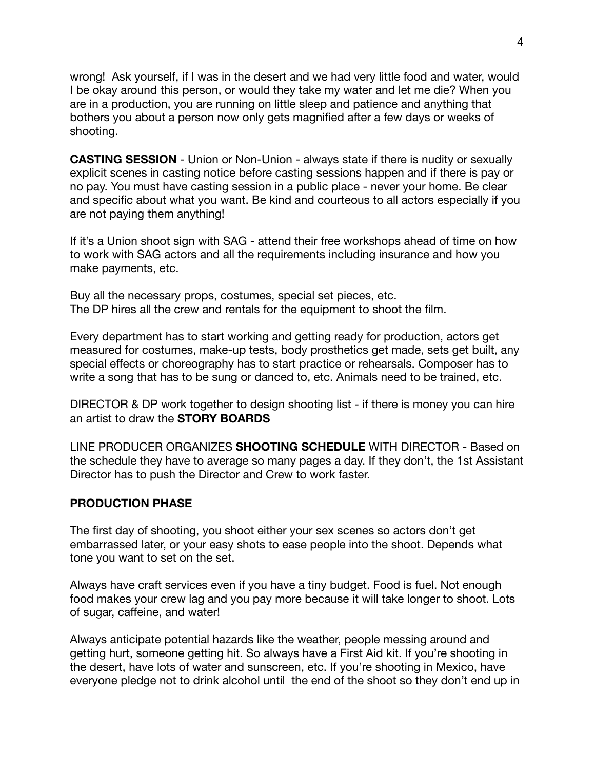wrong! Ask yourself, if I was in the desert and we had very little food and water, would I be okay around this person, or would they take my water and let me die? When you are in a production, you are running on little sleep and patience and anything that bothers you about a person now only gets magnified after a few days or weeks of shooting.

**CASTING SESSION** - Union or Non-Union - always state if there is nudity or sexually explicit scenes in casting notice before casting sessions happen and if there is pay or no pay. You must have casting session in a public place - never your home. Be clear and specific about what you want. Be kind and courteous to all actors especially if you are not paying them anything!

If it's a Union shoot sign with SAG - attend their free workshops ahead of time on how to work with SAG actors and all the requirements including insurance and how you make payments, etc.

Buy all the necessary props, costumes, special set pieces, etc.
The DP hires all the crew and rentals for the equipment to shoot the film.

Every department has to start working and getting ready for production, actors get measured for costumes, make-up tests, body prosthetics get made, sets get built, any special effects or choreography has to start practice or rehearsals. Composer has to write a song that has to be sung or danced to, etc. Animals need to be trained, etc.

DIRECTOR & DP work together to design shooting list - if there is money you can hire an artist to draw the **STORY BOARDS**

LINE PRODUCER ORGANIZES **SHOOTING SCHEDULE** WITH DIRECTOR - Based on the schedule they have to average so many pages a day. If they don't, the 1st Assistant Director has to push the Director and Crew to work faster.

**PRODUCTION PHASE**

The first day of shooting, you shoot either your sex scenes so actors don't get embarrassed later, or your easy shots to ease people into the shoot. Depends what tone you want to set on the set.

Always have craft services even if you have a tiny budget. Food is fuel. Not enough food makes your crew lag and you pay more because it will take longer to shoot. Lots of sugar, caffeine, and water!

Always anticipate potential hazards like the weather, people messing around and getting hurt, someone getting hit. So always have a First Aid kit. If you're shooting in the desert, have lots of water and sunscreen, etc. If you're shooting in Mexico, have everyone pledge not to drink alcohol until the end of the shoot so they don't end up in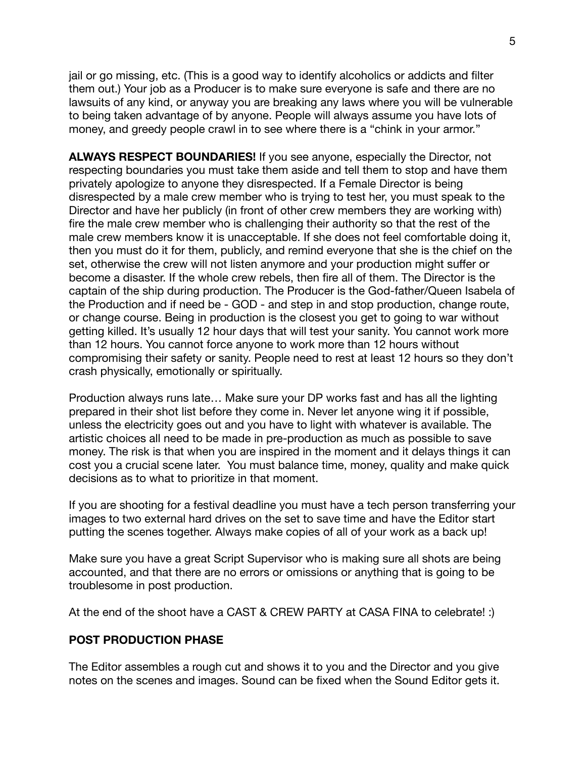jail or go missing, etc. (This is a good way to identify alcoholics or addicts and filter them out.) Your job as a Producer is to make sure everyone is safe and there are no lawsuits of any kind, or anyway you are breaking any laws where you will be vulnerable to being taken advantage of by anyone. People will always assume you have lots of money, and greedy people crawl in to see where there is a "chink in your armor."

**ALWAYS RESPECT BOUNDARIES!** If you see anyone, especially the Director, not respecting boundaries you must take them aside and tell them to stop and have them privately apologize to anyone they disrespected. If a Female Director is being disrespected by a male crew member who is trying to test her, you must speak to the Director and have her publicly (in front of other crew members they are working with) fire the male crew member who is challenging their authority so that the rest of the male crew members know it is unacceptable. If she does not feel comfortable doing it, then you must do it for them, publicly, and remind everyone that she is the chief on the set, otherwise the crew will not listen anymore and your production might suffer or become a disaster. If the whole crew rebels, then fire all of them. The Director is the captain of the ship during production. The Producer is the God-father/Queen Isabela of the Production and if need be - GOD - and step in and stop production, change route, or change course. Being in production is the closest you get to going to war without getting killed. It's usually 12 hour days that will test your sanity. You cannot work more than 12 hours. You cannot force anyone to work more than 12 hours without compromising their safety or sanity. People need to rest at least 12 hours so they don't crash physically, emotionally or spiritually.

Production always runs late… Make sure your DP works fast and has all the lighting prepared in their shot list before they come in. Never let anyone wing it if possible, unless the electricity goes out and you have to light with whatever is available. The artistic choices all need to be made in pre-production as much as possible to save money. The risk is that when you are inspired in the moment and it delays things it can cost you a crucial scene later. You must balance time, money, quality and make quick decisions as to what to prioritize in that moment.

If you are shooting for a festival deadline you must have a tech person transferring your images to two external hard drives on the set to save time and have the Editor start putting the scenes together. Always make copies of all of your work as a back up!

Make sure you have a great Script Supervisor who is making sure all shots are being accounted, and that there are no errors or omissions or anything that is going to be troublesome in post production.

At the end of the shoot have a CAST & CREW PARTY at CASA FINA to celebrate! :)

## POST PRODUCTION PHASE

The Editor assembles a rough cut and shows it to you and the Director and you give notes on the scenes and images. Sound can be fixed when the Sound Editor gets it.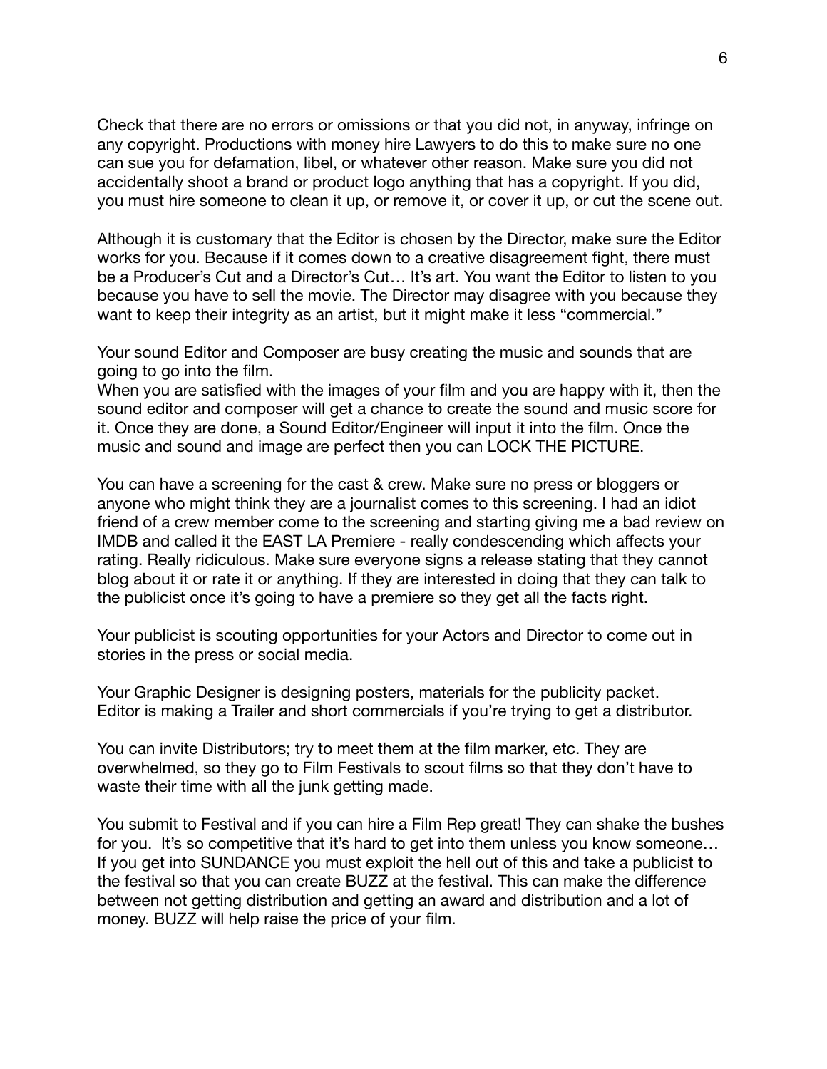Check that there are no errors or omissions or that you did not, in anyway, infringe on any copyright. Productions with money hire Lawyers to do this to make sure no one can sue you for defamation, libel, or whatever other reason. Make sure you did not accidentally shoot a brand or product logo anything that has a copyright. If you did, you must hire someone to clean it up, or remove it, or cover it up, or cut the scene out.

Although it is customary that the Editor is chosen by the Director, make sure the Editor works for you. Because if it comes down to a creative disagreement fight, there must be a Producer's Cut and a Director's Cut… It's art. You want the Editor to listen to you because you have to sell the movie. The Director may disagree with you because they want to keep their integrity as an artist, but it might make it less "commercial."

Your sound Editor and Composer are busy creating the music and sounds that are going to go into the film.
When you are satisfied with the images of your film and you are happy with it, then the sound editor and composer will get a chance to create the sound and music score for it. Once they are done, a Sound Editor/Engineer will input it into the film. Once the music and sound and image are perfect then you can LOCK THE PICTURE.

You can have a screening for the cast & crew. Make sure no press or bloggers or anyone who might think they are a journalist comes to this screening. I had an idiot friend of a crew member come to the screening and starting giving me a bad review on IMDB and called it the EAST LA Premiere - really condescending which affects your rating. Really ridiculous. Make sure everyone signs a release stating that they cannot blog about it or rate it or anything. If they are interested in doing that they can talk to the publicist once it's going to have a premiere so they get all the facts right.

Your publicist is scouting opportunities for your Actors and Director to come out in stories in the press or social media.

Your Graphic Designer is designing posters, materials for the publicity packet.
Editor is making a Trailer and short commercials if you're trying to get a distributor.

You can invite Distributors; try to meet them at the film marker, etc. They are overwhelmed, so they go to Film Festivals to scout films so that they don't have to waste their time with all the junk getting made.

You submit to Festival and if you can hire a Film Rep great! They can shake the bushes for you. It's so competitive that it's hard to get into them unless you know someone… If you get into SUNDANCE you must exploit the hell out of this and take a publicist to the festival so that you can create BUZZ at the festival. This can make the difference between not getting distribution and getting an award and distribution and a lot of money. BUZZ will help raise the price of your film.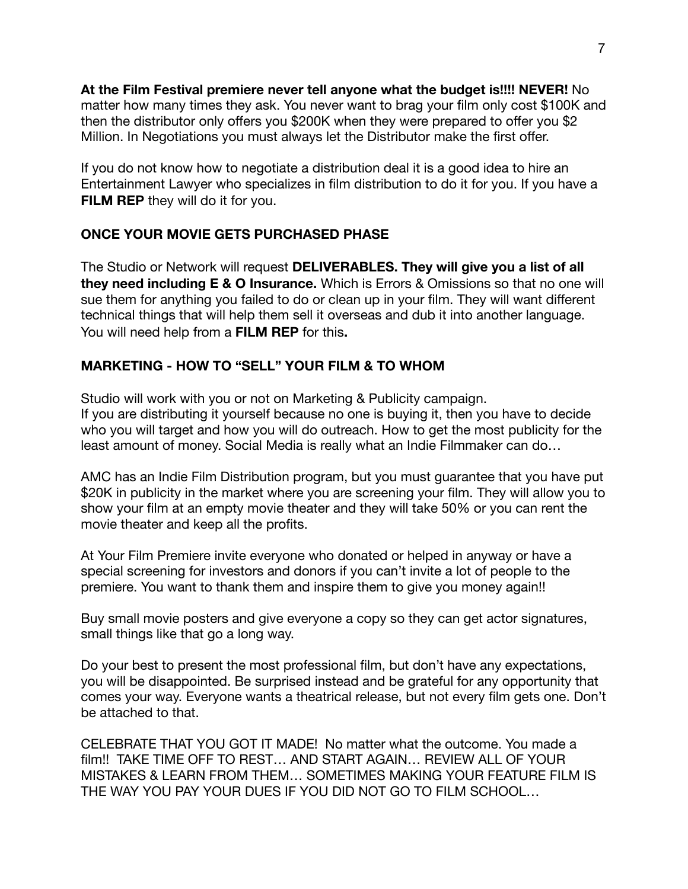**At the Film Festival premiere never tell anyone what the budget is!!!! NEVER!** No matter how many times they ask. You never want to brag your film only cost $100K and then the distributor only offers you $200K when they were prepared to offer you $2 Million. In Negotiations you must always let the Distributor make the first offer.

If you do not know how to negotiate a distribution deal it is a good idea to hire an Entertainment Lawyer who specializes in film distribution to do it for you. If you have a **FILM REP** they will do it for you.

**ONCE YOUR MOVIE GETS PURCHASED PHASE**

The Studio or Network will request **DELIVERABLES. They will give you a list of all they need including E & O Insurance.** Which is Errors & Omissions so that no one will sue them for anything you failed to do or clean up in your film. They will want different technical things that will help them sell it overseas and dub it into another language. You will need help from a **FILM REP** for this**.**

**MARKETING - HOW TO "SELL" YOUR FILM & TO WHOM**

Studio will work with you or not on Marketing & Publicity campaign.
If you are distributing it yourself because no one is buying it, then you have to decide who you will target and how you will do outreach. How to get the most publicity for the least amount of money. Social Media is really what an Indie Filmmaker can do…

AMC has an Indie Film Distribution program, but you must guarantee that you have put $20K in publicity in the market where you are screening your film. They will allow you to show your film at an empty movie theater and they will take 50% or you can rent the movie theater and keep all the profits.

At Your Film Premiere invite everyone who donated or helped in anyway or have a special screening for investors and donors if you can't invite a lot of people to the premiere. You want to thank them and inspire them to give you money again!!

Buy small movie posters and give everyone a copy so they can get actor signatures, small things like that go a long way.

Do your best to present the most professional film, but don't have any expectations, you will be disappointed. Be surprised instead and be grateful for any opportunity that comes your way. Everyone wants a theatrical release, but not every film gets one. Don't be attached to that.

CELEBRATE THAT YOU GOT IT MADE! No matter what the outcome. You made a film!! TAKE TIME OFF TO REST… AND START AGAIN… REVIEW ALL OF YOUR MISTAKES & LEARN FROM THEM… SOMETIMES MAKING YOUR FEATURE FILM IS THE WAY YOU PAY YOUR DUES IF YOU DID NOT GO TO FILM SCHOOL…